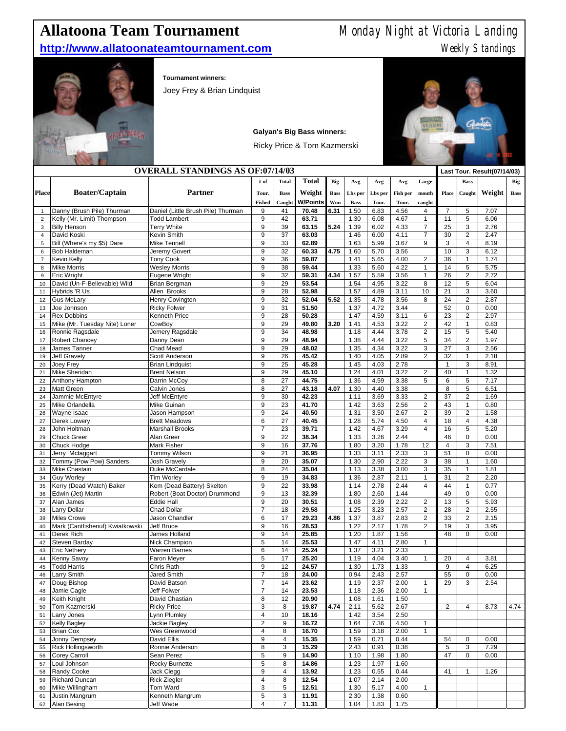# Allatoona Team Tournament

Monday Night at Victoria Landing

**http://www.allatoonateamtournament.com**

Weekly Standings

**Tournament winners:**

Joey Frey & Brian Lindquist

**Galyan's Big Bass winners:**

Ricky Price & Tom Kazmerski

| | OVERALL STANDINGS AS OF:07/14/03 | | | | | | | | | | | Last Tour. Result(07/14/03) | | | |
|---|---|---|---|---|---|---|---|---|---|---|---|---|---|---|---|
| Place | Boater/Captain | Partner | # of Tour. Fished | Total Bass Caught | Total Weight W/Points | Big Bass Won | Avg Lbs per Bass | Avg Lbs per Tour. | Avg Fish per Tour. | Large mouth caught | Place | Bass Caught | Weight | Big Bass |
| 1 | Danny (Brush Pile) Thurman | Daniel (Little Brush Pile) Thurman | 9 | 41 | 70.48 | 6.31 | 1.50 | 6.83 | 4.56 | 4 | 7 | 5 | 7.07 | |
| 2 | Kelly (Mr. Limit) Thompson | Todd Lambert | 9 | 42 | 63.71 | | 1.30 | 6.08 | 4.67 | 1 | 11 | 5 | 6.06 | |
| 3 | Billy Henson | Terry White | 9 | 39 | 63.15 | 5.24 | 1.39 | 6.02 | 4.33 | 7 | 25 | 3 | 2.76 | |
| 4 | David Koski | Kevin Smith | 9 | 37 | 63.03 | | 1.46 | 6.00 | 4.11 | 7 | 30 | 2 | 2.47 | |
| 5 | Bill (Where's my $5) Dare | Mike Tennell | 9 | 33 | 62.89 | | 1.63 | 5.99 | 3.67 | 9 | 3 | 4 | 8.19 | |
| 6 | Bob Haldeman | Jeremy Govert | 9 | 32 | 60.33 | 4.75 | 1.60 | 5.70 | 3.56 | | 10 | 3 | 6.12 | |
| 7 | Kevin Kelly | Tony Cook | 9 | 36 | 59.87 | | 1.41 | 5.65 | 4.00 | 2 | 36 | 1 | 1.74 | |
| 8 | Mike Morris | Wesley Morris | 9 | 38 | 59.44 | | 1.33 | 5.60 | 4.22 | 1 | 14 | 5 | 5.75 | |
| 9 | Eric Wright | Eugene Wright | 9 | 32 | 59.31 | 4.34 | 1.57 | 5.59 | 3.56 | 1 | 26 | 2 | 2.72 | |
| 10 | David (Un-F-Believable) Wild | Brian Bergman | 9 | 29 | 53.54 | | 1.54 | 4.95 | 3.22 | 8 | 12 | 5 | 6.04 | |
| 11 | Hybrids 'R Us | Allen Brooks | 9 | 28 | 52.98 | | 1.57 | 4.89 | 3.11 | 10 | 21 | 3 | 3.60 | |
| 12 | Gus McLary | Henry Covington | 9 | 32 | 52.04 | 5.52 | 1.35 | 4.78 | 3.56 | 8 | 24 | 2 | 2.87 | |
| 13 | Joe Johnson | Ricky Folwer | 9 | 31 | 51.50 | | 1.37 | 4.72 | 3.44 | | 52 | 0 | 0.00 | |
| 14 | Rex Dobbins | Kenneth Price | 9 | 28 | 50.28 | | 1.47 | 4.59 | 3.11 | 6 | 23 | 2 | 2.97 | |
| 15 | Mike (Mr. Tuesday Nite) Loner | CowBoy | 9 | 29 | 49.80 | 3.20 | 1.41 | 4.53 | 3.22 | 2 | 42 | 1 | 0.83 | |
| 16 | Ronnie Ragsdale | Jemery Ragsdale | 9 | 34 | 48.98 | | 1.18 | 4.44 | 3.78 | 2 | 15 | 5 | 5.40 | |
| 17 | Robert Chancey | Danny Dean | 9 | 29 | 48.94 | | 1.38 | 4.44 | 3.22 | 5 | 34 | 2 | 1.97 | |
| 18 | James Tanner | Chad Mead | 9 | 29 | 48.02 | | 1.35 | 4.34 | 3.22 | 3 | 27 | 3 | 2.56 | |
| 19 | Jeff Gravely | Scott Anderson | 9 | 26 | 45.42 | | 1.40 | 4.05 | 2.89 | 2 | 32 | 1 | 2.18 | |
| 20 | Joey Frey | Brian Lindquist | 9 | 25 | 45.28 | | 1.45 | 4.03 | 2.78 | | 1 | 3 | 8.91 | |
| 21 | Mike Sheridan | Brent Nelson | 9 | 29 | 45.10 | | 1.24 | 4.01 | 3.22 | 2 | 40 | 1 | 1.32 | |
| 22 | Anthony Hampton | Darrin McCoy | 8 | 27 | 44.75 | | 1.36 | 4.59 | 3.38 | 5 | 6 | 5 | 7.17 | |
| 23 | Matt Green | Calvin Jones | 8 | 27 | 43.18 | 4.07 | 1.30 | 4.40 | 3.38 | | 8 | 5 | 6.51 | |
| 24 | Jammie McEntyre | Jeff McEntyre | 9 | 30 | 42.23 | | 1.11 | 3.69 | 3.33 | 2 | 37 | 2 | 1.69 | |
| 25 | Mike Orlandella | Mike Guinan | 9 | 23 | 41.70 | | 1.42 | 3.63 | 2.56 | 2 | 43 | 1 | 0.80 | |
| 26 | Wayne Isaac | Jason Hampson | 9 | 24 | 40.50 | | 1.31 | 3.50 | 2.67 | 2 | 39 | 2 | 1.58 | |
| 27 | Derek Lowery | Brett Meadows | 6 | 27 | 40.45 | | 1.28 | 5.74 | 4.50 | 4 | 18 | 4 | 4.38 | |
| 28 | John Holtman | Marshall Brooks | 7 | 23 | 39.71 | | 1.42 | 4.67 | 3.29 | 4 | 16 | 5 | 5.20 | |
| 29 | Chuck Greer | Alan Greer | 9 | 22 | 38.34 | | 1.33 | 3.26 | 2.44 | | 46 | 0 | 0.00 | |
| 30 | Chuck Hodge | Mark Fisher | 9 | 16 | 37.76 | | 1.80 | 3.20 | 1.78 | 12 | 4 | 3 | 7.51 | |
| 31 | Jerry Mctaggart | Tommy Wilson | 9 | 21 | 36.95 | | 1.33 | 3.11 | 2.33 | 3 | 51 | 0 | 0.00 | |
| 32 | Tommy (Pow Pow) Sanders | Josh Gravely | 9 | 20 | 35.07 | | 1.30 | 2.90 | 2.22 | 3 | 38 | 1 | 1.60 | |
| 33 | Mike Chastain | Duke McCardale | 8 | 24 | 35.04 | | 1.13 | 3.38 | 3.00 | 3 | 35 | 1 | 1.81 | |
| 34 | Guy Worley | Tim Worley | 9 | 19 | 34.83 | | 1.36 | 2.87 | 2.11 | 1 | 31 | 2 | 2.20 | |
| 35 | Kerry (Dead Watch) Baker | Kem (Dead Battery) Skelton | 9 | 22 | 33.98 | | 1.14 | 2.78 | 2.44 | 4 | 44 | 1 | 0.77 | |
| 36 | Edwin (Jet) Martin | Robert (Boat Doctor) Drummond | 9 | 13 | 32.39 | | 1.80 | 2.60 | 1.44 | | 49 | 0 | 0.00 | |
| 37 | Alan James | Eddie Hall | 9 | 20 | 30.51 | | 1.08 | 2.39 | 2.22 | 2 | 13 | 5 | 5.93 | |
| 38 | Larry Dollar | Chad Dollar | 7 | 18 | 29.58 | | 1.25 | 3.23 | 2.57 | 2 | 28 | 2 | 2.55 | |
| 39 | Miles Crowe | Jason Chandler | 6 | 17 | 29.23 | 4.86 | 1.37 | 3.87 | 2.83 | 2 | 33 | 2 | 2.15 | |
| 40 | Mark (Cantfisenuf) Kwiatkowski | Jeff Bruce | 9 | 16 | 28.53 | | 1.22 | 2.17 | 1.78 | 2 | 19 | 3 | 3.95 | |
| 41 | Derek Rich | James Holland | 9 | 14 | 25.85 | | 1.20 | 1.87 | 1.56 | | 48 | 0 | 0.00 | |
| 42 | Steven Barday | Nick Champion | 5 | 14 | 25.53 | | 1.47 | 4.11 | 2.80 | 1 | | | | |
| 43 | Eric Nethery | Warren Barnes | 6 | 14 | 25.24 | | 1.37 | 3.21 | 2.33 | | | | | |
| 44 | Kenny Savoy | Faron Meyer | 5 | 17 | 25.20 | | 1.19 | 4.04 | 3.40 | 1 | 20 | 4 | 3.81 | |
| 45 | Todd Harris | Chris Rath | 9 | 12 | 24.57 | | 1.30 | 1.73 | 1.33 | | 9 | 4 | 6.25 | |
| 46 | Larry Smith | Jared Smith | 7 | 18 | 24.00 | | 0.94 | 2.43 | 2.57 | | 55 | 0 | 0.00 | |
| 47 | Doug Bishop | David Batson | 7 | 14 | 23.62 | | 1.19 | 2.37 | 2.00 | 1 | 29 | 3 | 2.54 | |
| 48 | Jamie Cagle | Jeff Folwer | 7 | 14 | 23.53 | | 1.18 | 2.36 | 2.00 | 1 | | | | |
| 49 | Keith Knight | David Chastian | 8 | 12 | 20.90 | | 1.08 | 1.61 | 1.50 | | | | | |
| 50 | Tom Kazmerski | Ricky Price | 3 | 8 | 19.87 | 4.74 | 2.11 | 5.62 | 2.67 | | 2 | 4 | 8.73 | 4.74 |
| 51 | Larry Jones | Lynn Plumley | 4 | 10 | 18.16 | | 1.42 | 3.54 | 2.50 | | | | | |
| 52 | Kelly Bagley | Jackie Bagley | 2 | 9 | 16.72 | | 1.64 | 7.36 | 4.50 | 1 | | | | |
| 53 | Brian Cox | Wes Greenwood | 4 | 8 | 16.70 | | 1.59 | 3.18 | 2.00 | 1 | | | | |
| 54 | Jonny Dempsey | David Ellis | 9 | 4 | 15.35 | | 1.59 | 0.71 | 0.44 | | 54 | 0 | 0.00 | |
| 55 | Rick Hollingsworth | Ronnie Anderson | 8 | 3 | 15.29 | | 2.43 | 0.91 | 0.38 | | 5 | 3 | 7.29 | |
| 56 | Corey Carroll | Sean Perez | 5 | 9 | 14.90 | | 1.10 | 1.98 | 1.80 | | 47 | 0 | 0.00 | |
| 57 | Loul Johnson | Rocky Burnette | 5 | 8 | 14.86 | | 1.23 | 1.97 | 1.60 | | | | | |
| 58 | Randy Cooke | Jack Clegg | 9 | 4 | 13.92 | | 1.23 | 0.55 | 0.44 | | 41 | 1 | 1.26 | |
| 59 | Richard Duncan | Rick Ziegler | 4 | 8 | 12.54 | | 1.07 | 2.14 | 2.00 | | | | | |
| 60 | Mike Willingham | Tom Ward | 3 | 5 | 12.51 | | 1.30 | 5.17 | 4.00 | 1 | | | | |
| 61 | Justin Mangrum | Kenneth Mangrum | 5 | 3 | 11.91 | | 2.30 | 1.38 | 0.60 | | | | | |
| 62 | Alan Besing | Jeff Wade | 4 | 7 | 11.31 | | 1.04 | 1.83 | 1.75 | | | | | |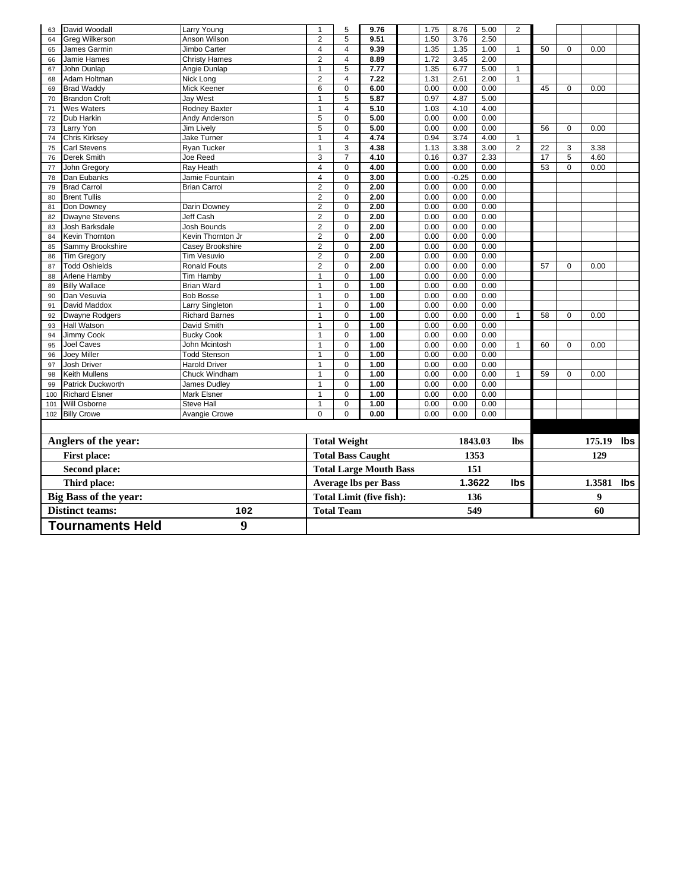| | | | | | | | | | | | | | | | |
|---|---|---|---|---|---|---|---|---|---|---|---|---|---|---|---|
| 63 | David Woodall | Larry Young | 1 | 5 | **9.76** | | 1.75 | 8.76 | 5.00 | 2 | | | | | |
| 64 | Greg Wilkerson | Anson Wilson | 2 | 5 | **9.51** | | 1.50 | 3.76 | 2.50 | | | | | | |
| 65 | James Garmin | Jimbo Carter | 4 | 4 | **9.39** | | 1.35 | 1.35 | 1.00 | 1 | | 50 | 0 | 0.00 | |
| 66 | Jamie Hames | Christy Hames | 2 | 4 | **8.89** | | 1.72 | 3.45 | 2.00 | | | | | | |
| 67 | John Dunlap | Angie Dunlap | 1 | 5 | **7.77** | | 1.35 | 6.77 | 5.00 | 1 | | | | | |
| 68 | Adam Holtman | Nick Long | 2 | 4 | **7.22** | | 1.31 | 2.61 | 2.00 | 1 | | | | | |
| 69 | Brad Waddy | Mick Keener | 6 | 0 | **6.00** | | 0.00 | 0.00 | 0.00 | | | 45 | 0 | 0.00 | |
| 70 | Brandon Croft | Jay West | 1 | 5 | **5.87** | | 0.97 | 4.87 | 5.00 | | | | | | |
| 71 | Wes Waters | Rodney Baxter | 1 | 4 | **5.10** | | 1.03 | 4.10 | 4.00 | | | | | | |
| 72 | Dub Harkin | Andy Anderson | 5 | 0 | **5.00** | | 0.00 | 0.00 | 0.00 | | | | | | |
| 73 | Larry Yon | Jim Lively | 5 | 0 | **5.00** | | 0.00 | 0.00 | 0.00 | | | 56 | 0 | 0.00 | |
| 74 | Chris Kirksey | Jake Turner | 1 | 4 | **4.74** | | 0.94 | 3.74 | 4.00 | 1 | | | | | |
| 75 | Carl Stevens | Ryan Tucker | 1 | 3 | **4.38** | | 1.13 | 3.38 | 3.00 | 2 | | 22 | 3 | 3.38 | |
| 76 | Derek Smith | Joe Reed | 3 | 7 | **4.10** | | 0.16 | 0.37 | 2.33 | | | 17 | 5 | 4.60 | |
| 77 | John Gregory | Ray Heath | 4 | 0 | **4.00** | | 0.00 | 0.00 | 0.00 | | | 53 | 0 | 0.00 | |
| 78 | Dan Eubanks | Jamie Fountain | 4 | 0 | **3.00** | | 0.00 | -0.25 | 0.00 | | | | | | |
| 79 | Brad Carrol | Brian Carrol | 2 | 0 | **2.00** | | 0.00 | 0.00 | 0.00 | | | | | | |
| 80 | Brent Tullis | | 2 | 0 | **2.00** | | 0.00 | 0.00 | 0.00 | | | | | | |
| 81 | Don Downey | Darin Downey | 2 | 0 | **2.00** | | 0.00 | 0.00 | 0.00 | | | | | | |
| 82 | Dwayne Stevens | Jeff Cash | 2 | 0 | **2.00** | | 0.00 | 0.00 | 0.00 | | | | | | |
| 83 | Josh Barksdale | Josh Bounds | 2 | 0 | **2.00** | | 0.00 | 0.00 | 0.00 | | | | | | |
| 84 | Kevin Thornton | Kevin Thornton Jr | 2 | 0 | **2.00** | | 0.00 | 0.00 | 0.00 | | | | | | |
| 85 | Sammy Brookshire | Casey Brookshire | 2 | 0 | **2.00** | | 0.00 | 0.00 | 0.00 | | | | | | |
| 86 | Tim Gregory | Tim Vesuvio | 2 | 0 | **2.00** | | 0.00 | 0.00 | 0.00 | | | | | | |
| 87 | Todd Oshields | Ronald Fouts | 2 | 0 | **2.00** | | 0.00 | 0.00 | 0.00 | | | 57 | 0 | 0.00 | |
| 88 | Arlene Hamby | Tim Hamby | 1 | 0 | **1.00** | | 0.00 | 0.00 | 0.00 | | | | | | |
| 89 | Billy Wallace | Brian Ward | 1 | 0 | **1.00** | | 0.00 | 0.00 | 0.00 | | | | | | |
| 90 | Dan Vesuvia | Bob Bosse | 1 | 0 | **1.00** | | 0.00 | 0.00 | 0.00 | | | | | | |
| 91 | David Maddox | Larry Singleton | 1 | 0 | **1.00** | | 0.00 | 0.00 | 0.00 | | | | | | |
| 92 | Dwayne Rodgers | Richard Barnes | 1 | 0 | **1.00** | | 0.00 | 0.00 | 0.00 | 1 | | 58 | 0 | 0.00 | |
| 93 | Hall Watson | David Smith | 1 | 0 | **1.00** | | 0.00 | 0.00 | 0.00 | | | | | | |
| 94 | Jimmy Cook | Bucky Cook | 1 | 0 | **1.00** | | 0.00 | 0.00 | 0.00 | | | | | | |
| 95 | Joel Caves | John Mcintosh | 1 | 0 | **1.00** | | 0.00 | 0.00 | 0.00 | 1 | | 60 | 0 | 0.00 | |
| 96 | Joey Miller | Todd Stenson | 1 | 0 | **1.00** | | 0.00 | 0.00 | 0.00 | | | | | | |
| 97 | Josh Driver | Harold Driver | 1 | 0 | **1.00** | | 0.00 | 0.00 | 0.00 | | | | | | |
| 98 | Keith Mullens | Chuck Windham | 1 | 0 | **1.00** | | 0.00 | 0.00 | 0.00 | 1 | | 59 | 0 | 0.00 | |
| 99 | Patrick Duckworth | James Dudley | 1 | 0 | **1.00** | | 0.00 | 0.00 | 0.00 | | | | | | |
| 100 | Richard Elsner | Mark Elsner | 1 | 0 | **1.00** | | 0.00 | 0.00 | 0.00 | | | | | | |
| 101 | Will Osborne | Steve Hall | 1 | 0 | **1.00** | | 0.00 | 0.00 | 0.00 | | | | | | |
| 102 | Billy Crowe | Avangie Crowe | 0 | 0 | **0.00** | | 0.00 | 0.00 | 0.00 | | | | | | |

| | | | | |
|---|---|---|---|---|
| **Anglers of the year:** | | **Total Weight** | **1843.03 lbs** | **175.19 lbs** |
| **First place:** | | **Total Bass Caught** | **1353** | **129** |
| **Second place:** | | **Total Large Mouth Bass** | **151** | |
| **Third place:** | | **Average lbs per Bass** | **1.3622 lbs** | **1.3581 lbs** |
| **Big Bass of the year:** | | **Total Limit (five fish):** | **136** | **9** |
| **Distinct teams:** | 102 | **Total Team** | **549** | **60** |
| **Tournaments Held** | **9** | | | |